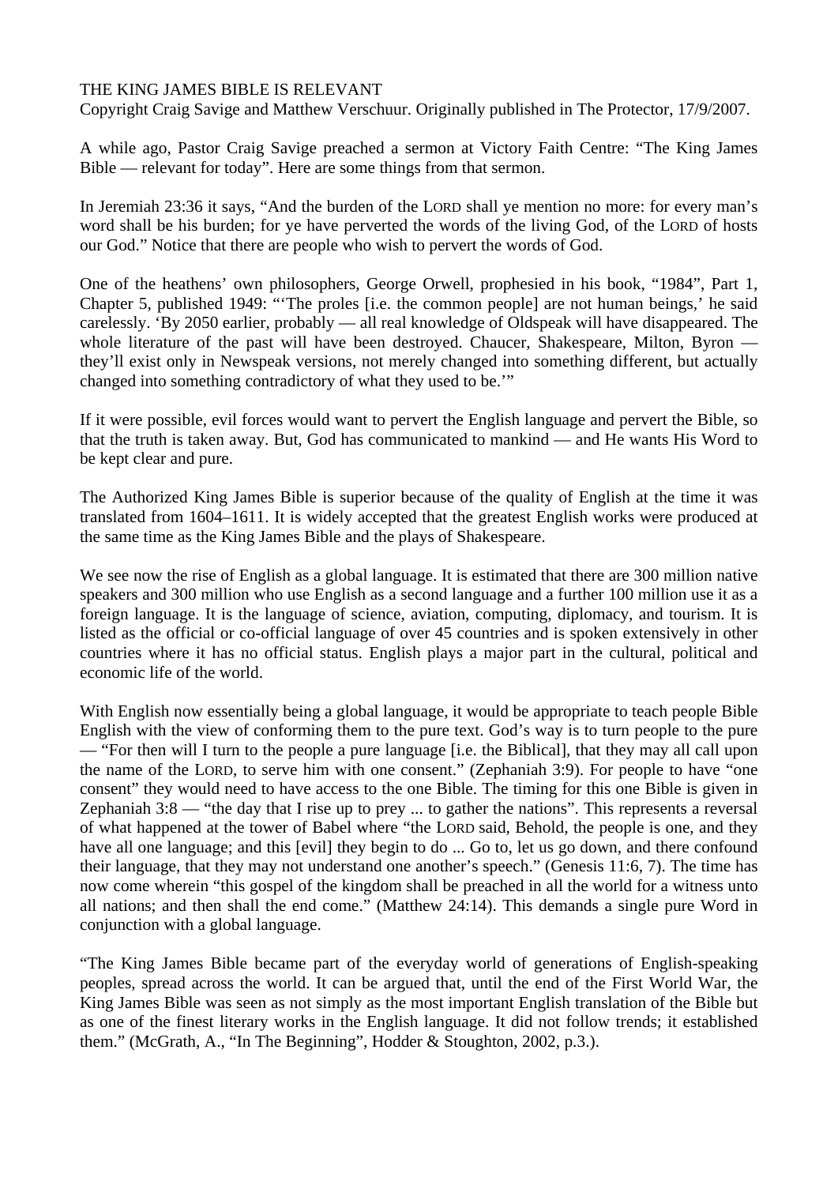THE KING JAMES BIBLE IS RELEVANT

Copyright Craig Savige and Matthew Verschuur. Originally published in The Protector, 17/9/2007.

A while ago, Pastor Craig Savige preached a sermon at Victory Faith Centre: "The King James Bible — relevant for today". Here are some things from that sermon.

In Jeremiah 23:36 it says, "And the burden of the LORD shall ye mention no more: for every man's word shall be his burden; for ye have perverted the words of the living God, of the LORD of hosts our God." Notice that there are people who wish to pervert the words of God.

One of the heathens' own philosophers, George Orwell, prophesied in his book, "1984", Part 1, Chapter 5, published 1949: "'The proles [i.e. the common people] are not human beings,' he said carelessly. 'By 2050 earlier, probably — all real knowledge of Oldspeak will have disappeared. The whole literature of the past will have been destroyed. Chaucer, Shakespeare, Milton, Byron — they'll exist only in Newspeak versions, not merely changed into something different, but actually changed into something contradictory of what they used to be.'"

If it were possible, evil forces would want to pervert the English language and pervert the Bible, so that the truth is taken away. But, God has communicated to mankind — and He wants His Word to be kept clear and pure.

The Authorized King James Bible is superior because of the quality of English at the time it was translated from 1604–1611. It is widely accepted that the greatest English works were produced at the same time as the King James Bible and the plays of Shakespeare.

We see now the rise of English as a global language. It is estimated that there are 300 million native speakers and 300 million who use English as a second language and a further 100 million use it as a foreign language. It is the language of science, aviation, computing, diplomacy, and tourism. It is listed as the official or co-official language of over 45 countries and is spoken extensively in other countries where it has no official status. English plays a major part in the cultural, political and economic life of the world.

With English now essentially being a global language, it would be appropriate to teach people Bible English with the view of conforming them to the pure text. God's way is to turn people to the pure — "For then will I turn to the people a pure language [i.e. the Biblical], that they may all call upon the name of the LORD, to serve him with one consent." (Zephaniah 3:9). For people to have "one consent" they would need to have access to the one Bible. The timing for this one Bible is given in Zephaniah 3:8 — "the day that I rise up to prey ... to gather the nations". This represents a reversal of what happened at the tower of Babel where "the LORD said, Behold, the people is one, and they have all one language; and this [evil] they begin to do ... Go to, let us go down, and there confound their language, that they may not understand one another's speech." (Genesis 11:6, 7). The time has now come wherein "this gospel of the kingdom shall be preached in all the world for a witness unto all nations; and then shall the end come." (Matthew 24:14). This demands a single pure Word in conjunction with a global language.

"The King James Bible became part of the everyday world of generations of English-speaking peoples, spread across the world. It can be argued that, until the end of the First World War, the King James Bible was seen as not simply as the most important English translation of the Bible but as one of the finest literary works in the English language. It did not follow trends; it established them." (McGrath, A., "In The Beginning", Hodder & Stoughton, 2002, p.3.).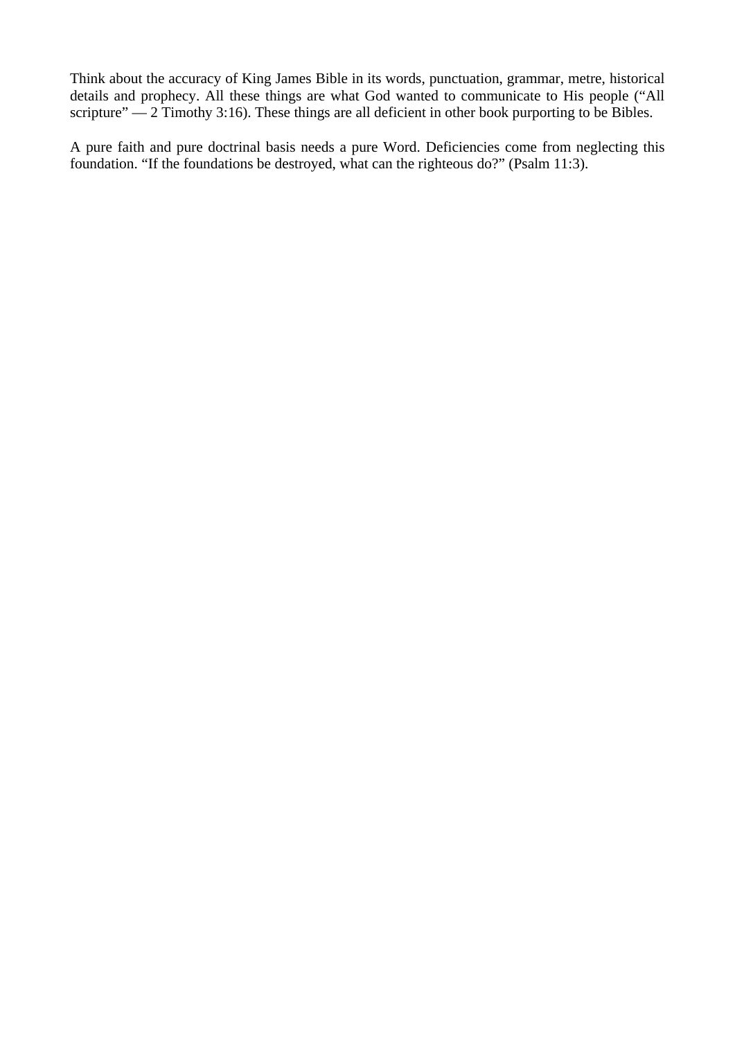Think about the accuracy of King James Bible in its words, punctuation, grammar, metre, historical details and prophecy. All these things are what God wanted to communicate to His people ("All scripture" — 2 Timothy 3:16). These things are all deficient in other book purporting to be Bibles.

A pure faith and pure doctrinal basis needs a pure Word. Deficiencies come from neglecting this foundation. "If the foundations be destroyed, what can the righteous do?" (Psalm 11:3).